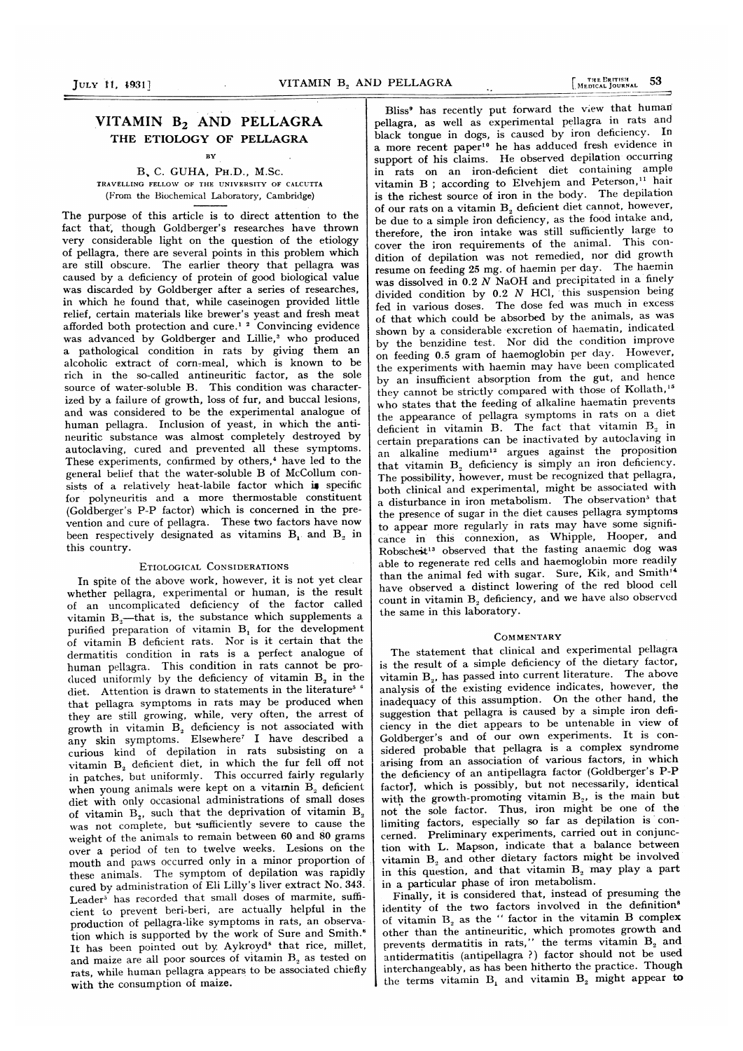# VITAMIN $B_2$ AND PELLAGRA

## THE ETIOLOGY OF PELLAGRA

BY

B. C. GUHA, PH.D., M.Sc.

TRAVELLING FELLOW OF THE UNIVERSITY OF CALCUTTA

(From the Biochemical Laboratory, Cambridge)

The purpose of this article is to direct attention to the fact that, though Goldberger's researches have thrown very considerable light on the question of the etiology of pellagra, there are several points in this problem which are still obscure. The earlier theory that pellagra was caused by a deficiency of protein of good biological value was discarded by Goldberger after a series of researches, in which he found that, while caseinogen provided little relief, certain materials like brewer's yeast and fresh meat afforded both protection and cure.[1 2] Convincing evidence was advanced by Goldberger and Lillie,[3] who produced a pathological condition in rats by giving them an alcoholic extract of corn-meal, which is known to be rich in the so-called antineuritic factor, as the sole source of water-soluble B. This condition was characterized by a failure of growth, loss of fur, and buccal lesions, and was considered to be the experimental analogue of human pellagra. Inclusion of yeast, in which the antineuritic substance was almost completely destroyed by autoclaving, cured and prevented all these symptoms. These experiments, confirmed by others,[4] have led to the general belief that the water-soluble B of McCollum consists of a relatively heat-labile factor which is specific for polyneuritis and a more thermostable constituent (Goldberger's P-P factor) which is concerned in the prevention and cure of pellagra. These two factors have now been respectively designated as vitamins $B_1$ and $B_2$ in this country.

### ETIOLOGICAL CONSIDERATIONS

In spite of the above work, however, it is not yet clear whether pellagra, experimental or human, is the result of an uncomplicated deficiency of the factor called vitamin $B_2$—that is, the substance which supplements a purified preparation of vitamin $B_1$ for the development of vitamin B deficient rats. Nor is it certain that the dermatitis condition in rats is a perfect analogue of human pellagra. This condition in rats cannot be produced uniformly by the deficiency of vitamin $B_2$ in the diet. Attention is drawn to statements in the literature[5 6] that pellagra symptoms in rats may be produced when they are still growing, while, very often, the arrest of growth in vitamin $B_2$ deficiency is not associated with any skin symptoms. Elsewhere[7] I have described a curious kind of depilation in rats subsisting on a vitamin $B_2$ deficient diet, in which the fur fell off not in patches, but uniformly. This occurred fairly regularly when young animals were kept on a vitamin $B_2$ deficient diet with only occasional administrations of small doses of vitamin $B_2$, such that the deprivation of vitamin $B_2$ was not complete, but sufficiently severe to cause the weight of the animals to remain between 60 and 80 grams over a period of ten to twelve weeks. Lesions on the mouth and paws occurred only in a minor proportion of these animals. The symptom of depilation was rapidly cured by administration of Eli Lilly's liver extract No. 343. Leader[5] has recorded that small doses of marmite, sufficient to prevent beri-beri, are actually helpful in the production of pellagra-like symptoms in rats, an observation which is supported by the work of Sure and Smith.[6] It has been pointed out by Aykroyd[8] that rice, millet, and maize are all poor sources of vitamin $B_2$ as tested on rats, while human pellagra appears to be associated chiefly with the consumption of maize.

Bliss[9] has recently put forward the view that human pellagra, as well as experimental pellagra in rats and black tongue in dogs, is caused by iron deficiency. In a more recent paper[10] he has adduced fresh evidence in support of his claims. He observed depilation occurring in rats on an iron-deficient diet containing ample vitamin B; according to Elvehjem and Peterson,[11] hair is the richest source of iron in the body. The depilation of our rats on a vitamin $B_2$ deficient diet cannot, however, be due to a simple iron deficiency, as the food intake and, therefore, the iron intake was still sufficiently large to cover the iron requirements of the animal. This condition of depilation was not remedied, nor did growth resume on feeding 25 mg. of haemin per day. The haemin was dissolved in 0.2 *N* NaOH and precipitated in a finely divided condition by 0.2 *N* HCl, this suspension being fed in various doses. The dose fed was much in excess of that which could be absorbed by the animals, as was shown by a considerable excretion of haematin, indicated by the benzidine test. Nor did the condition improve on feeding 0.5 gram of haemoglobin per day. However, the experiments with haemin may have been complicated by an insufficient absorption from the gut, and hence they cannot be strictly compared with those of Kollath,[15] who states that the feeding of alkaline haematin prevents the appearance of pellagra symptoms in rats on a diet deficient in vitamin B. The fact that vitamin $B_2$ in certain preparations can be inactivated by autoclaving in an alkaline medium[12] argues against the proposition that vitamin $B_2$ deficiency is simply an iron deficiency. The possibility, however, must be recognized that pellagra, both clinical and experimental, might be associated with a disturbance in iron metabolism. The observation[5] that the presence of sugar in the diet causes pellagra symptoms to appear more regularly in rats may have some significance in this connexion, as Whipple, Hooper, and Robscheit[13] observed that the fasting anaemic dog was able to regenerate red cells and haemoglobin more readily than the animal fed with sugar. Sure, Kik, and Smith[14] have observed a distinct lowering of the red blood cell count in vitamin $B_2$ deficiency, and we have also observed the same in this laboratory.

### COMMENTARY

The statement that clinical and experimental pellagra is the result of a simple deficiency of the dietary factor, vitamin $B_2$, has passed into current literature. The above analysis of the existing evidence indicates, however, the inadequacy of this assumption. On the other hand, the suggestion that pellagra is caused by a simple iron deficiency in the diet appears to be untenable in view of Goldberger's and of our own experiments. It is considered probable that pellagra is a complex syndrome arising from an association of various factors, in which the deficiency of an antipellagra factor (Goldberger's P-P factor), which is possibly, but not necessarily, identical with the growth-promoting vitamin $B_2$, is the main but not the sole factor. Thus, iron might be one of the limiting factors, especially so far as depilation is concerned. Preliminary experiments, carried out in conjunction with L. Mapson, indicate that a balance between vitamin $B_2$ and other dietary factors might be involved in this question, and that vitamin $B_2$ may play a part in a particular phase of iron metabolism.

Finally, it is considered that, instead of presuming the identity of the two factors involved in the definition[8] of vitamin $B_2$ as the " factor in the vitamin B complex other than the antineuritic, which promotes growth and prevents dermatitis in rats," the terms vitamin $B_2$ and antidermatitis (antipellagra ?) factor should not be used interchangeably, as has been hitherto the practice. Though the terms vitamin $B_1$ and vitamin $B_2$ might appear to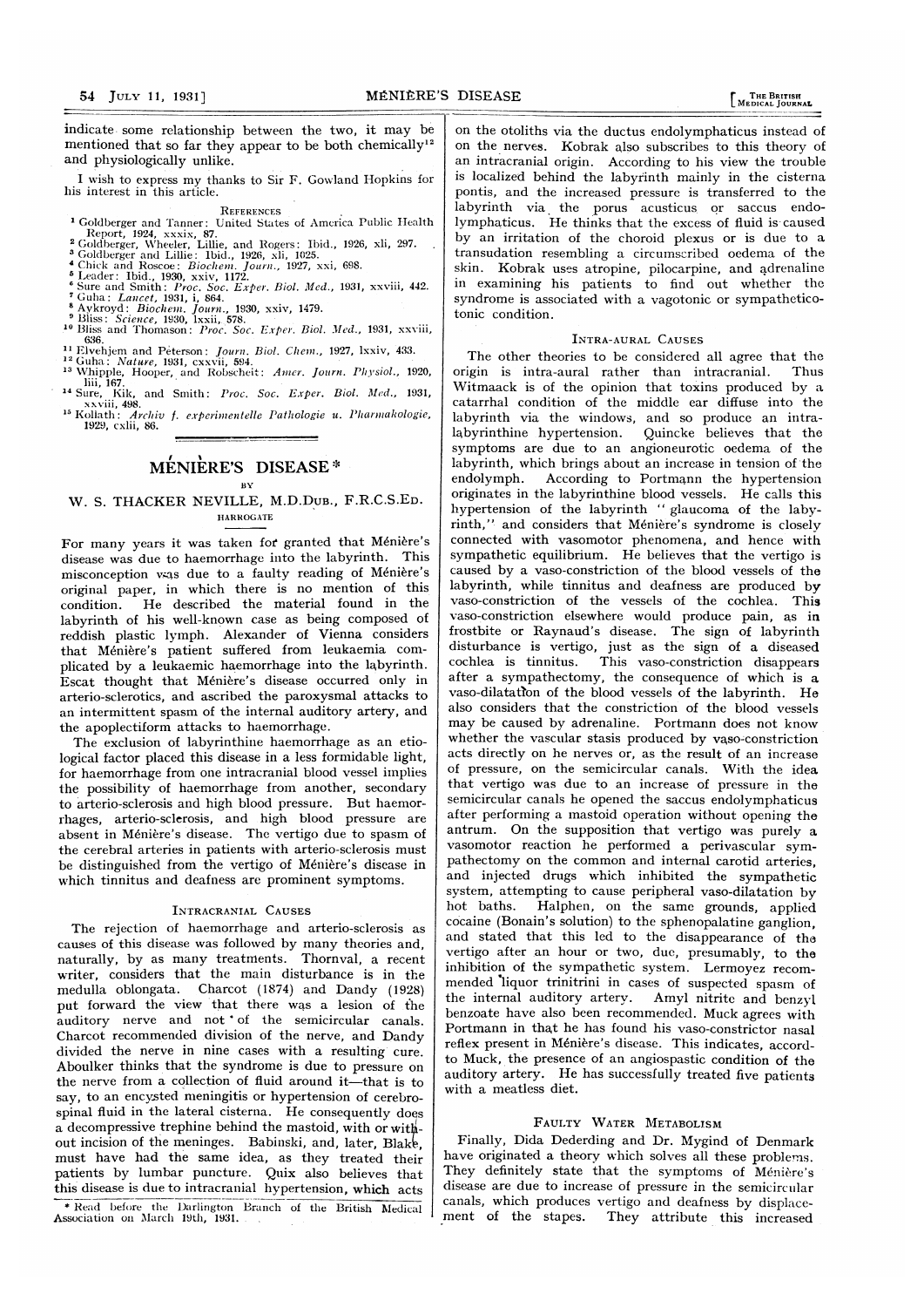indicate some relationship between the two, it may be mentioned that so far they appear to be both chemically[12] and physiologically unlike.

I wish to express my thanks to Sir F. Gowland Hopkins for his interest in this article.

REFERENCES

1. Goldberger and Tanner: United States of America Public Health Report, 1924, xxxix, 87.
2. Goldberger, Wheeler, Lillie, and Rogers: Ibid., 1926, xli, 297.
3. Goldberger and Lillie: Ibid., 1926, xli, 1025.
4. Chick and Roscoe: *Biochem. Journ.*, 1927, xxi, 698.
5. Leader: Ibid., 1930, xxiv, 1172.
6. Sure and Smith: *Proc. Soc. Exper. Biol. Med.*, 1931, xxviii, 442.
7. Guha: *Lancet*, 1931, i, 864.
8. Aykroyd: *Biochem. Journ.*, 1930, xxiv, 1479.
9. Bliss: *Science*, 1930, lxxii, 578.
10. Bliss and Thomason: *Proc. Soc. Exper. Biol. Med.*, 1931, xxviii, 636.
11. Elvehjem and Peterson: *Journ. Biol. Chem.*, 1927, lxxiv, 433.
12. Guha: *Nature*, 1931, cxxvii, 594.
13. Whipple, Hooper, and Robscheit: *Amer. Journ. Physiol.*, 1920, liii, 167.
14. Sure, Kik, and Smith: *Proc. Soc. Exper. Biol. Med.*, 1931, xxviii, 498.
15. Kollath: *Archiv f. experimentelle Pathologie u. Pharmakologie*, 1929, cxlii, 86.

# MÉNIÈRE'S DISEASE*

BY

W. S. THACKER NEVILLE, M.D.DUB., F.R.C.S.ED.

HARROGATE

For many years it was taken for granted that Ménière's disease was due to haemorrhage into the labyrinth. This misconception was due to a faulty reading of Ménière's original paper, in which there is no mention of this condition. He described the material found in the labyrinth of his well-known case as being composed of reddish plastic lymph. Alexander of Vienna considers that Ménière's patient suffered from leukaemia complicated by a leukaemic haemorrhage into the labyrinth. Escat thought that Ménière's disease occurred only in arterio-sclerotics, and ascribed the paroxysmal attacks to an intermittent spasm of the internal auditory artery, and the apoplectiform attacks to haemorrhage.

The exclusion of labyrinthine haemorrhage as an etiological factor placed this disease in a less formidable light, for haemorrhage from one intracranial blood vessel implies the possibility of haemorrhage from another, secondary to arterio-sclerosis and high blood pressure. But haemorrhages, arterio-sclerosis, and high blood pressure are absent in Ménière's disease. The vertigo due to spasm of the cerebral arteries in patients with arterio-sclerosis must be distinguished from the vertigo of Ménière's disease in which tinnitus and deafness are prominent symptoms.

## INTRACRANIAL CAUSES

The rejection of haemorrhage and arterio-sclerosis as causes of this disease was followed by many theories and, naturally, by as many treatments. Thornval, a recent writer, considers that the main disturbance is in the medulla oblongata. Charcot (1874) and Dandy (1928) put forward the view that there was a lesion of the auditory nerve and not of the semicircular canals. Charcot recommended division of the nerve, and Dandy divided the nerve in nine cases with a resulting cure. Aboulker thinks that the syndrome is due to pressure on the nerve from a collection of fluid around it—that is to say, to an encysted meningitis or hypertension of cerebrospinal fluid in the lateral cisterna. He consequently does a decompressive trephine behind the mastoid, with or without incision of the meninges. Babinski, and, later, Blake, must have had the same idea, as they treated their patients by lumbar puncture. Quix also believes that this disease is due to intracranial hypertension, which acts on the otoliths via the ductus endolymphaticus instead of on the nerves. Kobrak also subscribes to this theory of an intracranial origin. According to his view the trouble is localized behind the labyrinth mainly in the cisterna pontis, and the increased pressure is transferred to the labyrinth via the porus acusticus or saccus endolymphaticus. He thinks that the excess of fluid is caused by an irritation of the choroid plexus or is due to a transudation resembling a circumscribed oedema of the skin. Kobrak uses atropine, pilocarpine, and adrenaline in examining his patients to find out whether the syndrome is associated with a vagotonic or sympatheticotonic condition.

\* Read before the Darlington Branch of the British Medical Association on March 19th, 1931.

## INTRA-AURAL CAUSES

The other theories to be considered all agree that the origin is intra-aural rather than intracranial. Thus Witmaack is of the opinion that toxins produced by a catarrhal condition of the middle ear diffuse into the labyrinth via the windows, and so produce an intralabyrinthine hypertension. Quincke believes that the symptoms are due to an angioneurotic oedema of the labyrinth, which brings about an increase in tension of the endolymph. According to Portmann the hypertension originates in the labyrinthine blood vessels. He calls this hypertension of the labyrinth "glaucoma of the labyrinth," and considers that Ménière's syndrome is closely connected with vasomotor phenomena, and hence with sympathetic equilibrium. He believes that the vertigo is caused by a vaso-constriction of the blood vessels of the labyrinth, while tinnitus and deafness are produced by vaso-constriction of the vessels of the cochlea. This vaso-constriction elsewhere would produce pain, as in frostbite or Raynaud's disease. The sign of labyrinth disturbance is vertigo, just as the sign of a diseased cochlea is tinnitus. This vaso-constriction disappears after a sympathectomy, the consequence of which is a vaso-dilatation of the blood vessels of the labyrinth. He also considers that the constriction of the blood vessels may be caused by adrenaline. Portmann does not know whether the vascular stasis produced by vaso-constriction acts directly on he nerves or, as the result of an increase of pressure, on the semicircular canals. With the idea that vertigo was due to an increase of pressure in the semicircular canals he opened the saccus endolymphaticus after performing a mastoid operation without opening the antrum. On the supposition that vertigo was purely a vasomotor reaction he performed a perivascular sympathectomy on the common and internal carotid arteries, and injected drugs which inhibited the sympathetic system, attempting to cause peripheral vaso-dilatation by hot baths. Halphen, on the same grounds, applied cocaine (Bonain's solution) to the sphenopalatine ganglion, and stated that this led to the disappearance of the vertigo after an hour or two, due, presumably, to the inhibition of the sympathetic system. Lermoyez recommended liquor trinitrini in cases of suspected spasm of the internal auditory artery. Amyl nitrite and benzyl benzoate have also been recommended. Muck agrees with Portmann in that he has found his vaso-constrictor nasal reflex present in Ménière's disease. This indicates, accordto Muck, the presence of an angiospastic condition of the auditory artery. He has successfully treated five patients with a meatless diet.

## FAULTY WATER METABOLISM

Finally, Dida Dederding and Dr. Mygind of Denmark have originated a theory which solves all these problems. They definitely state that the symptoms of Ménière's disease are due to increase of pressure in the semicircular canals, which produces vertigo and deafness by displacement of the stapes. They attribute this increased